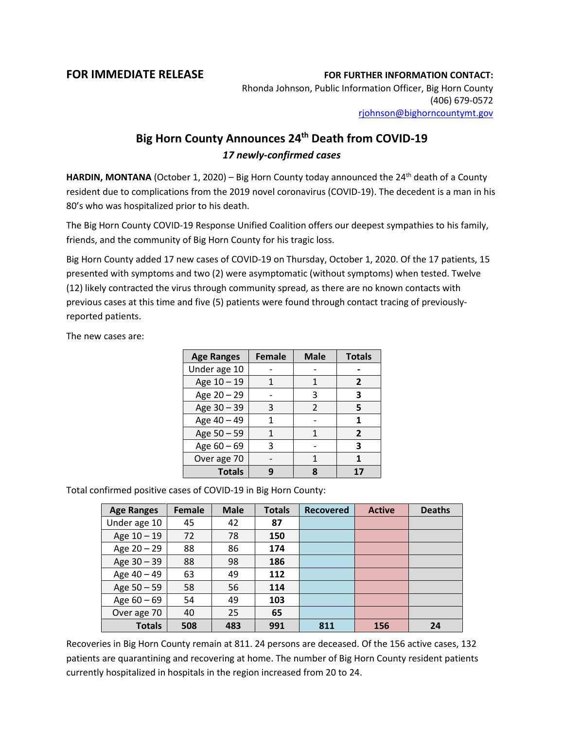**FOR IMMEDIATE RELEASE**

**FOR FURTHER INFORMATION CONTACT:**
Rhonda Johnson, Public Information Officer, Big Horn County
(406) 679-0572
rjohnson@bighorncountymt.gov

# Big Horn County Announces 24th Death from COVID-19

***17 newly-confirmed cases***

**HARDIN, MONTANA** (October 1, 2020) – Big Horn County today announced the 24th death of a County resident due to complications from the 2019 novel coronavirus (COVID-19). The decedent is a man in his 80's who was hospitalized prior to his death.

The Big Horn County COVID-19 Response Unified Coalition offers our deepest sympathies to his family, friends, and the community of Big Horn County for his tragic loss.

Big Horn County added 17 new cases of COVID-19 on Thursday, October 1, 2020. Of the 17 patients, 15 presented with symptoms and two (2) were asymptomatic (without symptoms) when tested. Twelve (12) likely contracted the virus through community spread, as there are no known contacts with previous cases at this time and five (5) patients were found through contact tracing of previously-reported patients.

The new cases are:

| Age Ranges | Female | Male | Totals |
|---|---|---|---|
| Under age 10 | - | - | **-** |
| Age 10 – 19 | 1 | 1 | **2** |
| Age 20 – 29 | - | 3 | **3** |
| Age 30 – 39 | 3 | 2 | **5** |
| Age 40 – 49 | 1 | - | **1** |
| Age 50 – 59 | 1 | 1 | **2** |
| Age 60 – 69 | 3 | - | **3** |
| Over age 70 | - | 1 | **1** |
| **Totals** | **9** | **8** | **17** |

Total confirmed positive cases of COVID-19 in Big Horn County:

| Age Ranges | Female | Male | Totals | Recovered | Active | Deaths |
|---|---|---|---|---|---|---|
| Under age 10 | 45 | 42 | **87** | | | |
| Age 10 – 19 | 72 | 78 | **150** | | | |
| Age 20 – 29 | 88 | 86 | **174** | | | |
| Age 30 – 39 | 88 | 98 | **186** | | | |
| Age 40 – 49 | 63 | 49 | **112** | | | |
| Age 50 – 59 | 58 | 56 | **114** | | | |
| Age 60 – 69 | 54 | 49 | **103** | | | |
| Over age 70 | 40 | 25 | **65** | | | |
| **Totals** | **508** | **483** | **991** | **811** | **156** | **24** |

Recoveries in Big Horn County remain at 811. 24 persons are deceased. Of the 156 active cases, 132 patients are quarantining and recovering at home. The number of Big Horn County resident patients currently hospitalized in hospitals in the region increased from 20 to 24.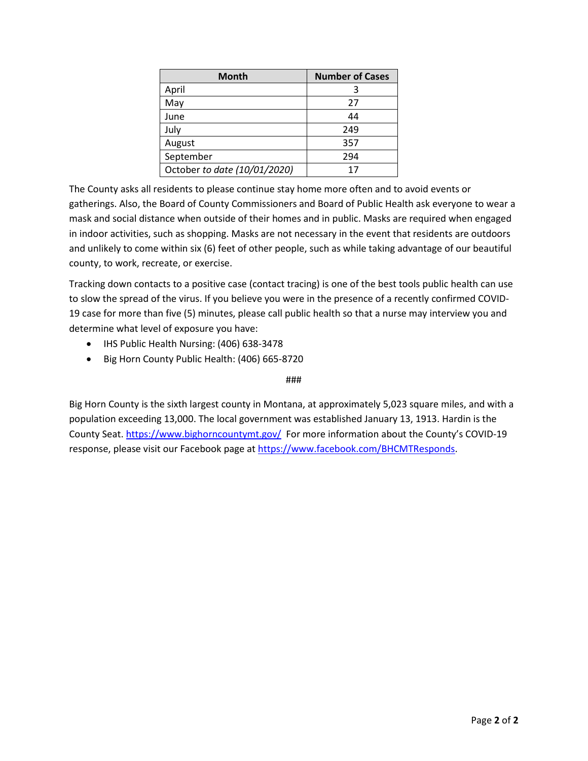| Month | Number of Cases |
| --- | --- |
| April | 3 |
| May | 27 |
| June | 44 |
| July | 249 |
| August | 357 |
| September | 294 |
| October *to date (10/01/2020)* | 17 |

The County asks all residents to please continue stay home more often and to avoid events or gatherings. Also, the Board of County Commissioners and Board of Public Health ask everyone to wear a mask and social distance when outside of their homes and in public. Masks are required when engaged in indoor activities, such as shopping. Masks are not necessary in the event that residents are outdoors and unlikely to come within six (6) feet of other people, such as while taking advantage of our beautiful county, to work, recreate, or exercise.

Tracking down contacts to a positive case (contact tracing) is one of the best tools public health can use to slow the spread of the virus. If you believe you were in the presence of a recently confirmed COVID-19 case for more than five (5) minutes, please call public health so that a nurse may interview you and determine what level of exposure you have:

- IHS Public Health Nursing: (406) 638-3478
- Big Horn County Public Health: (406) 665-8720

###

Big Horn County is the sixth largest county in Montana, at approximately 5,023 square miles, and with a population exceeding 13,000. The local government was established January 13, 1913. Hardin is the County Seat. https://www.bighorncountymt.gov/ For more information about the County's COVID-19 response, please visit our Facebook page at https://www.facebook.com/BHCMTResponds.